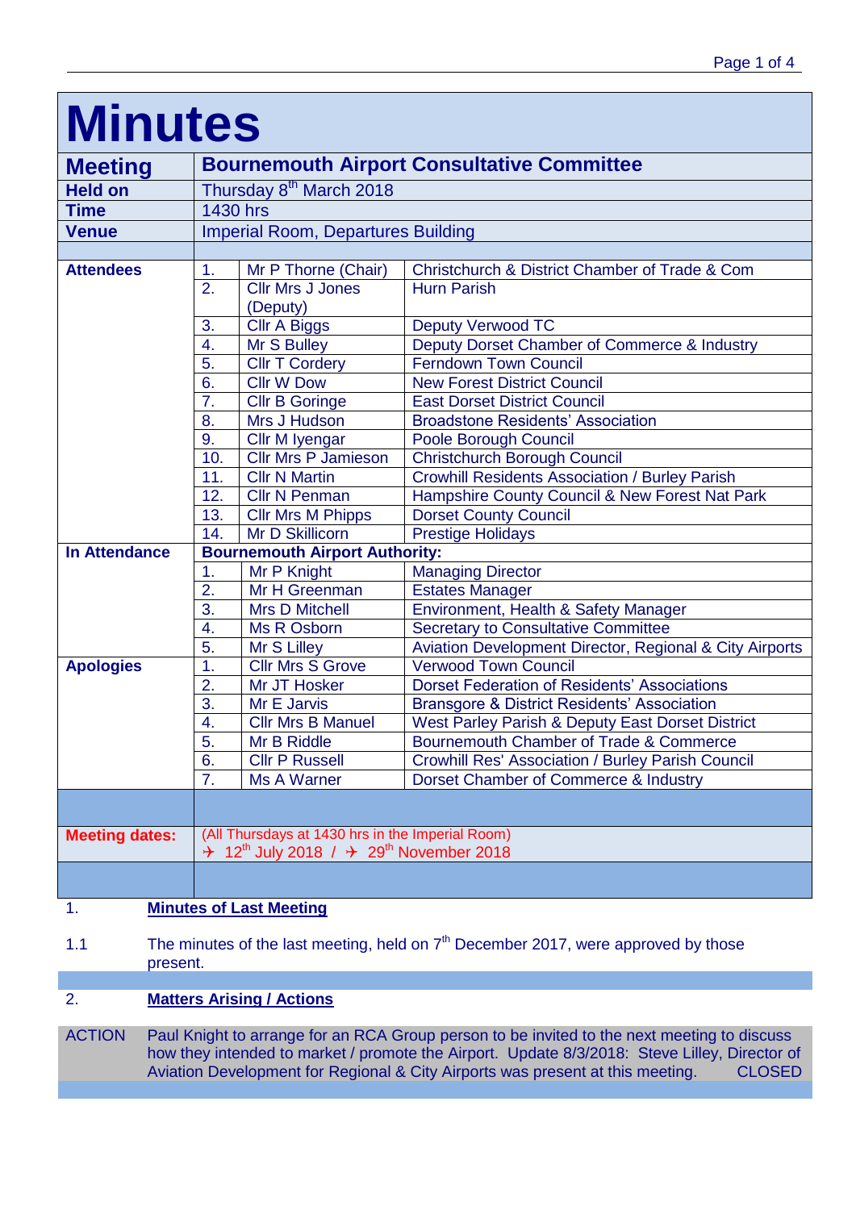# Minutes

| | | |
|---|---|---|
| **Meeting** | **Bournemouth Airport Consultative Committee** | |
| **Held on** | Thursday 8th March 2018 | |
| **Time** | 1430 hrs | |
| **Venue** | Imperial Room, Departures Building | |

| | | | |
|---|---|---|---|
| **Attendees** | 1. | Mr P Thorne (Chair) | Christchurch & District Chamber of Trade & Com |
| | 2. | Cllr Mrs J Jones (Deputy) | Hurn Parish |
| | 3. | Cllr A Biggs | Deputy Verwood TC |
| | 4. | Mr S Bulley | Deputy Dorset Chamber of Commerce & Industry |
| | 5. | Cllr T Cordery | Ferndown Town Council |
| | 6. | Cllr W Dow | New Forest District Council |
| | 7. | Cllr B Goringe | East Dorset District Council |
| | 8. | Mrs J Hudson | Broadstone Residents' Association |
| | 9. | Cllr M Iyengar | Poole Borough Council |
| | 10. | Cllr Mrs P Jamieson | Christchurch Borough Council |
| | 11. | Cllr N Martin | Crowhill Residents Association / Burley Parish |
| | 12. | Cllr N Penman | Hampshire County Council & New Forest Nat Park |
| | 13. | Cllr Mrs M Phipps | Dorset County Council |
| | 14. | Mr D Skillicorn | Prestige Holidays |
| **In Attendance** | **Bournemouth Airport Authority:** | | |
| | 1. | Mr P Knight | Managing Director |
| | 2. | Mr H Greenman | Estates Manager |
| | 3. | Mrs D Mitchell | Environment, Health & Safety Manager |
| | 4. | Ms R Osborn | Secretary to Consultative Committee |
| | 5. | Mr S Lilley | Aviation Development Director, Regional & City Airports |
| **Apologies** | 1. | Cllr Mrs S Grove | Verwood Town Council |
| | 2. | Mr JT Hosker | Dorset Federation of Residents' Associations |
| | 3. | Mr E Jarvis | Bransgore & District Residents' Association |
| | 4. | Cllr Mrs B Manuel | West Parley Parish & Deputy East Dorset District |
| | 5. | Mr B Riddle | Bournemouth Chamber of Trade & Commerce |
| | 6. | Cllr P Russell | Crowhill Res' Association / Burley Parish Council |
| | 7. | Ms A Warner | Dorset Chamber of Commerce & Industry |

| | |
|---|---|
| **Meeting dates:** | (All Thursdays at 1430 hrs in the Imperial Room) ✈ 12th July 2018 / ✈ 29th November 2018 |

1. **Minutes of Last Meeting**

1.1 The minutes of the last meeting, held on 7th December 2017, were approved by those present.

2. **Matters Arising / Actions**

ACTION Paul Knight to arrange for an RCA Group person to be invited to the next meeting to discuss how they intended to market / promote the Airport. Update 8/3/2018: Steve Lilley, Director of Aviation Development for Regional & City Airports was present at this meeting. CLOSED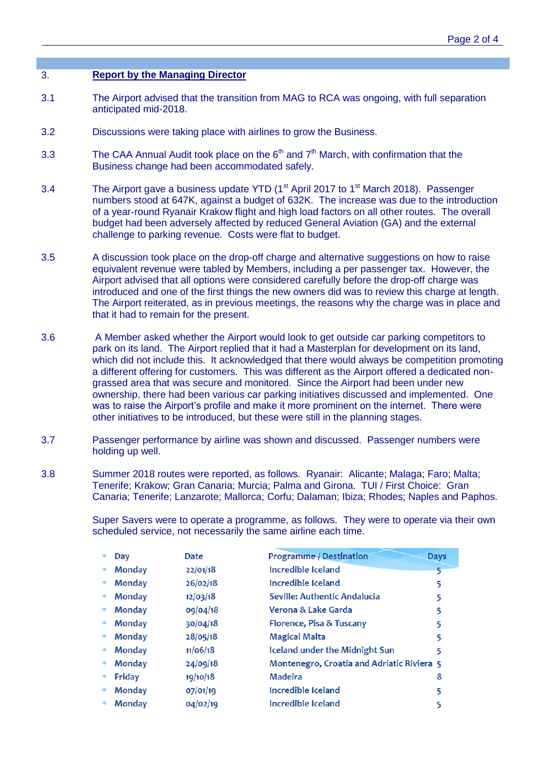## 3. Report by the Managing Director

3.1 The Airport advised that the transition from MAG to RCA was ongoing, with full separation anticipated mid-2018.

3.2 Discussions were taking place with airlines to grow the Business.

3.3 The CAA Annual Audit took place on the 6th and 7th March, with confirmation that the Business change had been accommodated safely.

3.4 The Airport gave a business update YTD (1st April 2017 to 1st March 2018). Passenger numbers stood at 647K, against a budget of 632K. The increase was due to the introduction of a year-round Ryanair Krakow flight and high load factors on all other routes. The overall budget had been adversely affected by reduced General Aviation (GA) and the external challenge to parking revenue. Costs were flat to budget.

3.5 A discussion took place on the drop-off charge and alternative suggestions on how to raise equivalent revenue were tabled by Members, including a per passenger tax. However, the Airport advised that all options were considered carefully before the drop-off charge was introduced and one of the first things the new owners did was to review this charge at length. The Airport reiterated, as in previous meetings, the reasons why the charge was in place and that it had to remain for the present.

3.6 A Member asked whether the Airport would look to get outside car parking competitors to park on its land. The Airport replied that it had a Masterplan for development on its land, which did not include this. It acknowledged that there would always be competition promoting a different offering for customers. This was different as the Airport offered a dedicated non-grassed area that was secure and monitored. Since the Airport had been under new ownership, there had been various car parking initiatives discussed and implemented. One was to raise the Airport's profile and make it more prominent on the internet. There were other initiatives to be introduced, but these were still in the planning stages.

3.7 Passenger performance by airline was shown and discussed. Passenger numbers were holding up well.

3.8 Summer 2018 routes were reported, as follows. Ryanair: Alicante; Malaga; Faro; Malta; Tenerife; Krakow; Gran Canaria; Murcia; Palma and Girona. TUI / First Choice: Gran Canaria; Tenerife; Lanzarote; Mallorca; Corfu; Dalaman; Ibiza; Rhodes; Naples and Paphos.

Super Savers were to operate a programme, as follows. They were to operate via their own scheduled service, not necessarily the same airline each time.

| Day | Date | Programme / Destination | Days |
|---|---|---|---|
| Monday | 22/01/18 | Incredible Iceland | 5 |
| Monday | 26/02/18 | Incredible Iceland | 5 |
| Monday | 12/03/18 | Seville: Authentic Andalucia | 5 |
| Monday | 09/04/18 | Verona & Lake Garda | 5 |
| Monday | 30/04/18 | Florence, Pisa & Tuscany | 5 |
| Monday | 28/05/18 | Magical Malta | 5 |
| Monday | 11/06/18 | Iceland under the Midnight Sun | 5 |
| Monday | 24/09/18 | Montenegro, Croatia and Adriatic Riviera | 5 |
| Friday | 19/10/18 | Madeira | 8 |
| Monday | 07/01/19 | Incredible Iceland | 5 |
| Monday | 04/02/19 | Incredible Iceland | 5 |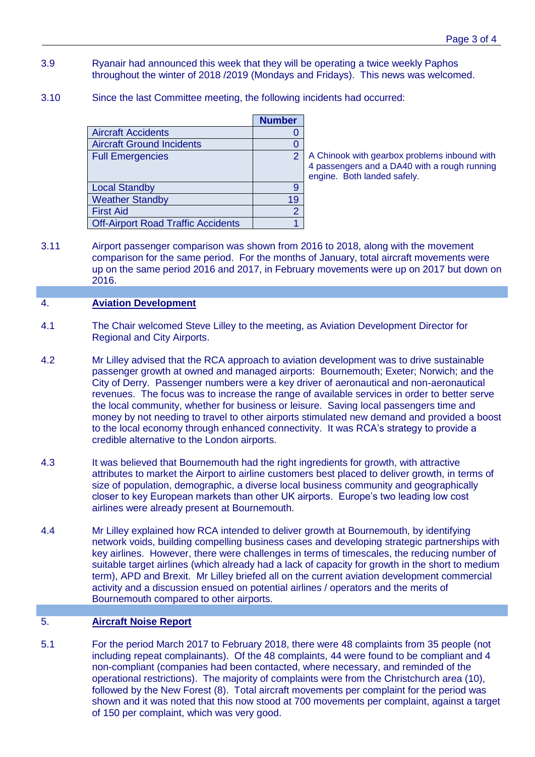3.9 Ryanair had announced this week that they will be operating a twice weekly Paphos throughout the winter of 2018 /2019 (Mondays and Fridays). This news was welcomed.

3.10 Since the last Committee meeting, the following incidents had occurred:

| | Number | |
|---|---|---|
| Aircraft Accidents | 0 | |
| Aircraft Ground Incidents | 0 | |
| Full Emergencies | 2 | A Chinook with gearbox problems inbound with 4 passengers and a DA40 with a rough running engine. Both landed safely. |
| Local Standby | 9 | |
| Weather Standby | 19 | |
| First Aid | 2 | |
| Off-Airport Road Traffic Accidents | 1 | |

3.11 Airport passenger comparison was shown from 2016 to 2018, along with the movement comparison for the same period. For the months of January, total aircraft movements were up on the same period 2016 and 2017, in February movements were up on 2017 but down on 2016.

## 4. Aviation Development

4.1 The Chair welcomed Steve Lilley to the meeting, as Aviation Development Director for Regional and City Airports.

4.2 Mr Lilley advised that the RCA approach to aviation development was to drive sustainable passenger growth at owned and managed airports: Bournemouth; Exeter; Norwich; and the City of Derry. Passenger numbers were a key driver of aeronautical and non-aeronautical revenues. The focus was to increase the range of available services in order to better serve the local community, whether for business or leisure. Saving local passengers time and money by not needing to travel to other airports stimulated new demand and provided a boost to the local economy through enhanced connectivity. It was RCA's strategy to provide a credible alternative to the London airports.

4.3 It was believed that Bournemouth had the right ingredients for growth, with attractive attributes to market the Airport to airline customers best placed to deliver growth, in terms of size of population, demographic, a diverse local business community and geographically closer to key European markets than other UK airports. Europe's two leading low cost airlines were already present at Bournemouth.

4.4 Mr Lilley explained how RCA intended to deliver growth at Bournemouth, by identifying network voids, building compelling business cases and developing strategic partnerships with key airlines. However, there were challenges in terms of timescales, the reducing number of suitable target airlines (which already had a lack of capacity for growth in the short to medium term), APD and Brexit. Mr Lilley briefed all on the current aviation development commercial activity and a discussion ensued on potential airlines / operators and the merits of Bournemouth compared to other airports.

## 5. Aircraft Noise Report

5.1 For the period March 2017 to February 2018, there were 48 complaints from 35 people (not including repeat complainants). Of the 48 complaints, 44 were found to be compliant and 4 non-compliant (companies had been contacted, where necessary, and reminded of the operational restrictions). The majority of complaints were from the Christchurch area (10), followed by the New Forest (8). Total aircraft movements per complaint for the period was shown and it was noted that this now stood at 700 movements per complaint, against a target of 150 per complaint, which was very good.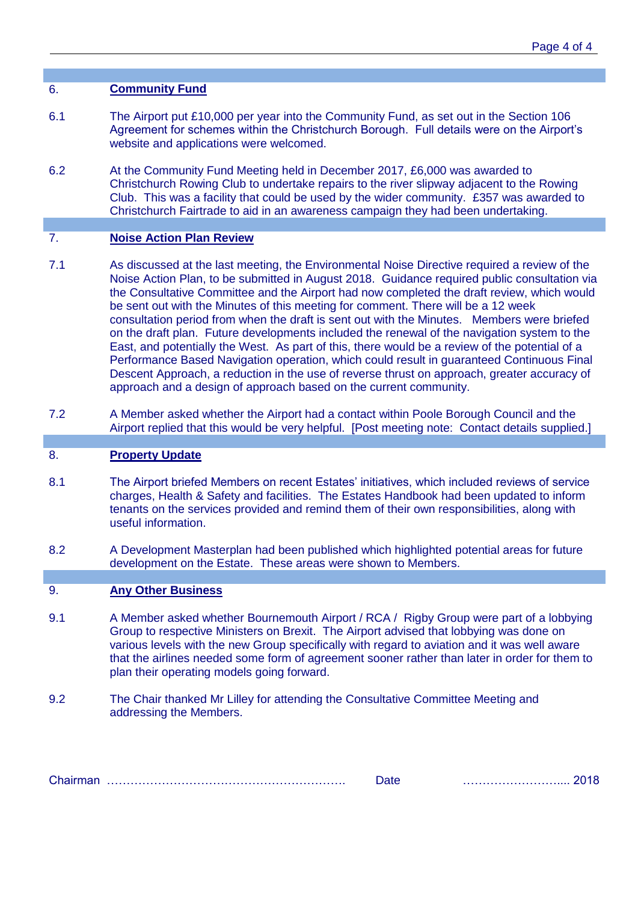## 6. Community Fund

6.1 The Airport put £10,000 per year into the Community Fund, as set out in the Section 106 Agreement for schemes within the Christchurch Borough. Full details were on the Airport's website and applications were welcomed.

6.2 At the Community Fund Meeting held in December 2017, £6,000 was awarded to Christchurch Rowing Club to undertake repairs to the river slipway adjacent to the Rowing Club. This was a facility that could be used by the wider community. £357 was awarded to Christchurch Fairtrade to aid in an awareness campaign they had been undertaking.

## 7. Noise Action Plan Review

7.1 As discussed at the last meeting, the Environmental Noise Directive required a review of the Noise Action Plan, to be submitted in August 2018. Guidance required public consultation via the Consultative Committee and the Airport had now completed the draft review, which would be sent out with the Minutes of this meeting for comment. There will be a 12 week consultation period from when the draft is sent out with the Minutes. Members were briefed on the draft plan. Future developments included the renewal of the navigation system to the East, and potentially the West. As part of this, there would be a review of the potential of a Performance Based Navigation operation, which could result in guaranteed Continuous Final Descent Approach, a reduction in the use of reverse thrust on approach, greater accuracy of approach and a design of approach based on the current community.

7.2 A Member asked whether the Airport had a contact within Poole Borough Council and the Airport replied that this would be very helpful. [Post meeting note: Contact details supplied.]

## 8. Property Update

8.1 The Airport briefed Members on recent Estates' initiatives, which included reviews of service charges, Health & Safety and facilities. The Estates Handbook had been updated to inform tenants on the services provided and remind them of their own responsibilities, along with useful information.

8.2 A Development Masterplan had been published which highlighted potential areas for future development on the Estate. These areas were shown to Members.

## 9. Any Other Business

9.1 A Member asked whether Bournemouth Airport / RCA / Rigby Group were part of a lobbying Group to respective Ministers on Brexit. The Airport advised that lobbying was done on various levels with the new Group specifically with regard to aviation and it was well aware that the airlines needed some form of agreement sooner rather than later in order for them to plan their operating models going forward.

9.2 The Chair thanked Mr Lilley for attending the Consultative Committee Meeting and addressing the Members.

Chairman ……………………………………………………. Date ……………………... 2018